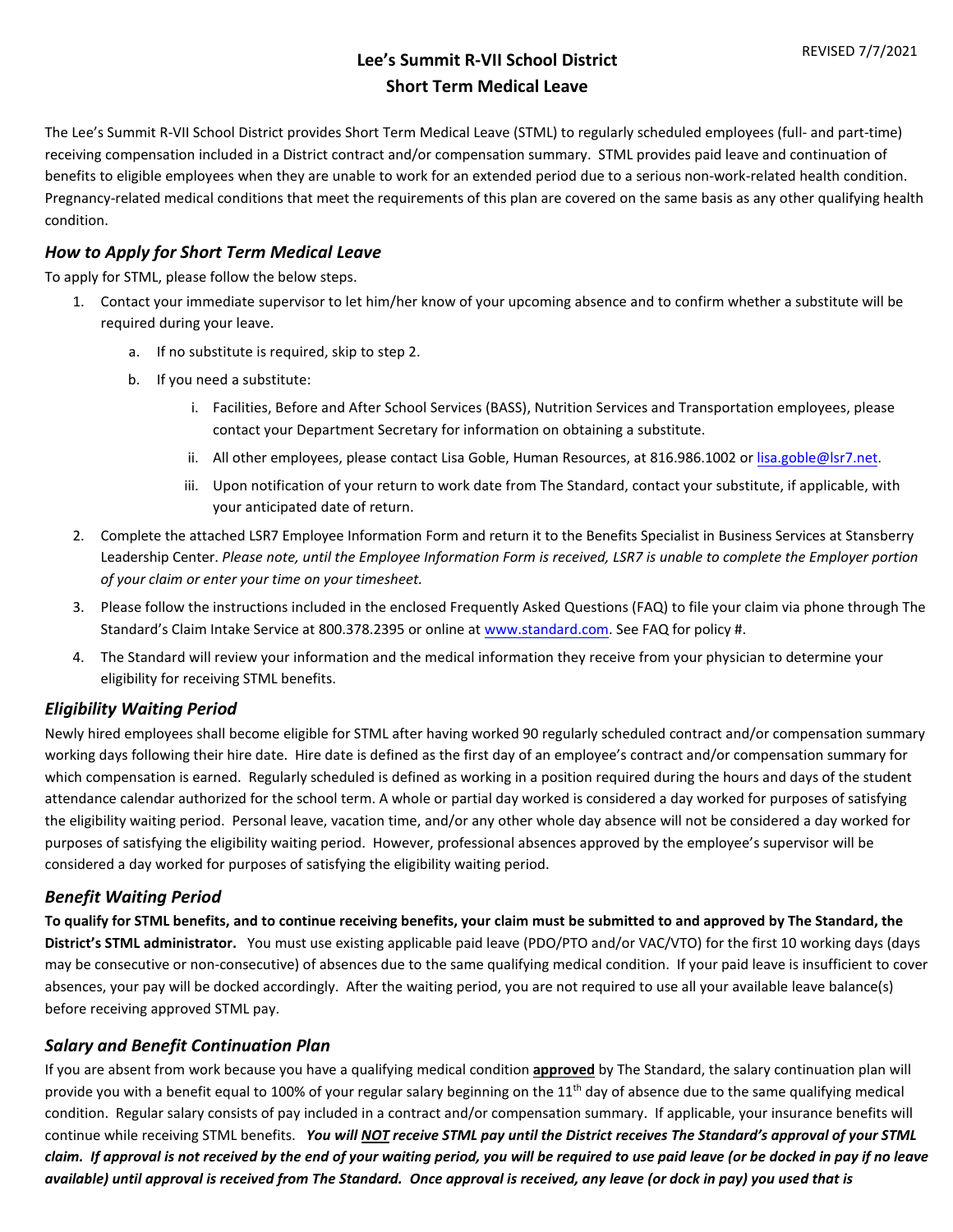REVISED 7/7/2021

# Lee's Summit R-VII School District
# Short Term Medical Leave

The Lee's Summit R-VII School District provides Short Term Medical Leave (STML) to regularly scheduled employees (full- and part-time) receiving compensation included in a District contract and/or compensation summary. STML provides paid leave and continuation of benefits to eligible employees when they are unable to work for an extended period due to a serious non-work-related health condition. Pregnancy-related medical conditions that meet the requirements of this plan are covered on the same basis as any other qualifying health condition.

## *How to Apply for Short Term Medical Leave*

To apply for STML, please follow the below steps.

1. Contact your immediate supervisor to let him/her know of your upcoming absence and to confirm whether a substitute will be required during your leave.
   a. If no substitute is required, skip to step 2.
   b. If you need a substitute:
      i. Facilities, Before and After School Services (BASS), Nutrition Services and Transportation employees, please contact your Department Secretary for information on obtaining a substitute.
      ii. All other employees, please contact Lisa Goble, Human Resources, at 816.986.1002 or lisa.goble@lsr7.net.
      iii. Upon notification of your return to work date from The Standard, contact your substitute, if applicable, with your anticipated date of return.
2. Complete the attached LSR7 Employee Information Form and return it to the Benefits Specialist in Business Services at Stansberry Leadership Center. *Please note, until the Employee Information Form is received, LSR7 is unable to complete the Employer portion of your claim or enter your time on your timesheet.*
3. Please follow the instructions included in the enclosed Frequently Asked Questions (FAQ) to file your claim via phone through The Standard's Claim Intake Service at 800.378.2395 or online at www.standard.com. See FAQ for policy #.
4. The Standard will review your information and the medical information they receive from your physician to determine your eligibility for receiving STML benefits.

## *Eligibility Waiting Period*

Newly hired employees shall become eligible for STML after having worked 90 regularly scheduled contract and/or compensation summary working days following their hire date. Hire date is defined as the first day of an employee's contract and/or compensation summary for which compensation is earned. Regularly scheduled is defined as working in a position required during the hours and days of the student attendance calendar authorized for the school term. A whole or partial day worked is considered a day worked for purposes of satisfying the eligibility waiting period. Personal leave, vacation time, and/or any other whole day absence will not be considered a day worked for purposes of satisfying the eligibility waiting period. However, professional absences approved by the employee's supervisor will be considered a day worked for purposes of satisfying the eligibility waiting period.

## *Benefit Waiting Period*

**To qualify for STML benefits, and to continue receiving benefits, your claim must be submitted to and approved by The Standard, the District's STML administrator.** You must use existing applicable paid leave (PDO/PTO and/or VAC/VTO) for the first 10 working days (days may be consecutive or non-consecutive) of absences due to the same qualifying medical condition. If your paid leave is insufficient to cover absences, your pay will be docked accordingly. After the waiting period, you are not required to use all your available leave balance(s) before receiving approved STML pay.

## *Salary and Benefit Continuation Plan*

If you are absent from work because you have a qualifying medical condition **approved** by The Standard, the salary continuation plan will provide you with a benefit equal to 100% of your regular salary beginning on the 11th day of absence due to the same qualifying medical condition. Regular salary consists of pay included in a contract and/or compensation summary. If applicable, your insurance benefits will continue while receiving STML benefits. ***You will NOT receive STML pay until the District receives The Standard's approval of your STML claim. If approval is not received by the end of your waiting period, you will be required to use paid leave (or be docked in pay if no leave available) until approval is received from The Standard. Once approval is received, any leave (or dock in pay) you used that is***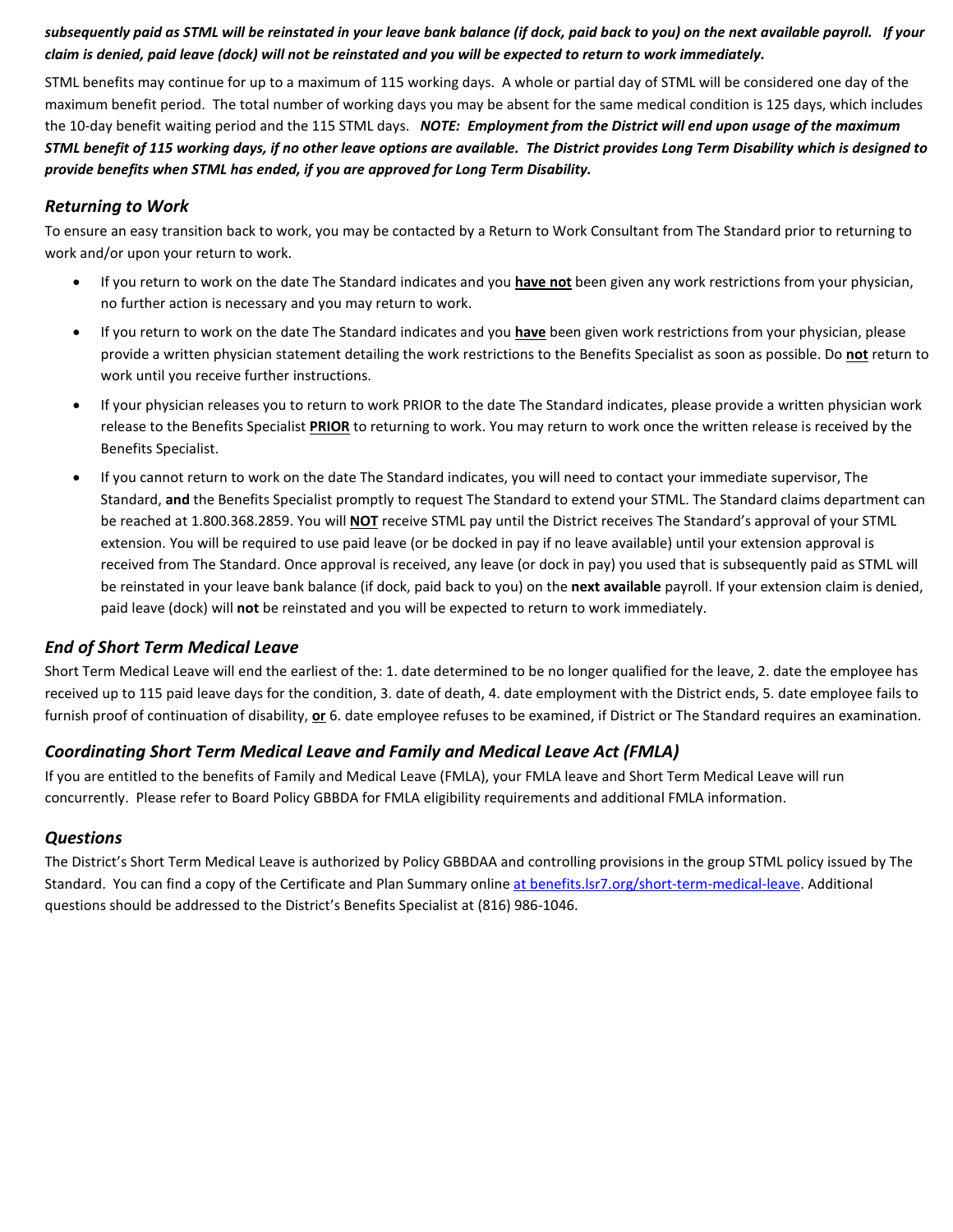***subsequently paid as STML will be reinstated in your leave bank balance (if dock, paid back to you) on the next available payroll. If your claim is denied, paid leave (dock) will not be reinstated and you will be expected to return to work immediately.***

STML benefits may continue for up to a maximum of 115 working days. A whole or partial day of STML will be considered one day of the maximum benefit period. The total number of working days you may be absent for the same medical condition is 125 days, which includes the 10-day benefit waiting period and the 115 STML days. ***NOTE: Employment from the District will end upon usage of the maximum STML benefit of 115 working days, if no other leave options are available. The District provides Long Term Disability which is designed to provide benefits when STML has ended, if you are approved for Long Term Disability.***

## *Returning to Work*

To ensure an easy transition back to work, you may be contacted by a Return to Work Consultant from The Standard prior to returning to work and/or upon your return to work.

- If you return to work on the date The Standard indicates and you **have not** been given any work restrictions from your physician, no further action is necessary and you may return to work.
- If you return to work on the date The Standard indicates and you **have** been given work restrictions from your physician, please provide a written physician statement detailing the work restrictions to the Benefits Specialist as soon as possible. Do **not** return to work until you receive further instructions.
- If your physician releases you to return to work PRIOR to the date The Standard indicates, please provide a written physician work release to the Benefits Specialist **PRIOR** to returning to work. You may return to work once the written release is received by the Benefits Specialist.
- If you cannot return to work on the date The Standard indicates, you will need to contact your immediate supervisor, The Standard, **and** the Benefits Specialist promptly to request The Standard to extend your STML. The Standard claims department can be reached at 1.800.368.2859. You will **NOT** receive STML pay until the District receives The Standard's approval of your STML extension. You will be required to use paid leave (or be docked in pay if no leave available) until your extension approval is received from The Standard. Once approval is received, any leave (or dock in pay) you used that is subsequently paid as STML will be reinstated in your leave bank balance (if dock, paid back to you) on the **next available** payroll. If your extension claim is denied, paid leave (dock) will **not** be reinstated and you will be expected to return to work immediately.

## *End of Short Term Medical Leave*

Short Term Medical Leave will end the earliest of the: 1. date determined to be no longer qualified for the leave, 2. date the employee has received up to 115 paid leave days for the condition, 3. date of death, 4. date employment with the District ends, 5. date employee fails to furnish proof of continuation of disability, **or** 6. date employee refuses to be examined, if District or The Standard requires an examination.

## *Coordinating Short Term Medical Leave and Family and Medical Leave Act (FMLA)*

If you are entitled to the benefits of Family and Medical Leave (FMLA), your FMLA leave and Short Term Medical Leave will run concurrently. Please refer to Board Policy GBBDA for FMLA eligibility requirements and additional FMLA information.

## *Questions*

The District's Short Term Medical Leave is authorized by Policy GBBDAA and controlling provisions in the group STML policy issued by The Standard. You can find a copy of the Certificate and Plan Summary online at benefits.lsr7.org/short-term-medical-leave. Additional questions should be addressed to the District's Benefits Specialist at (816) 986-1046.